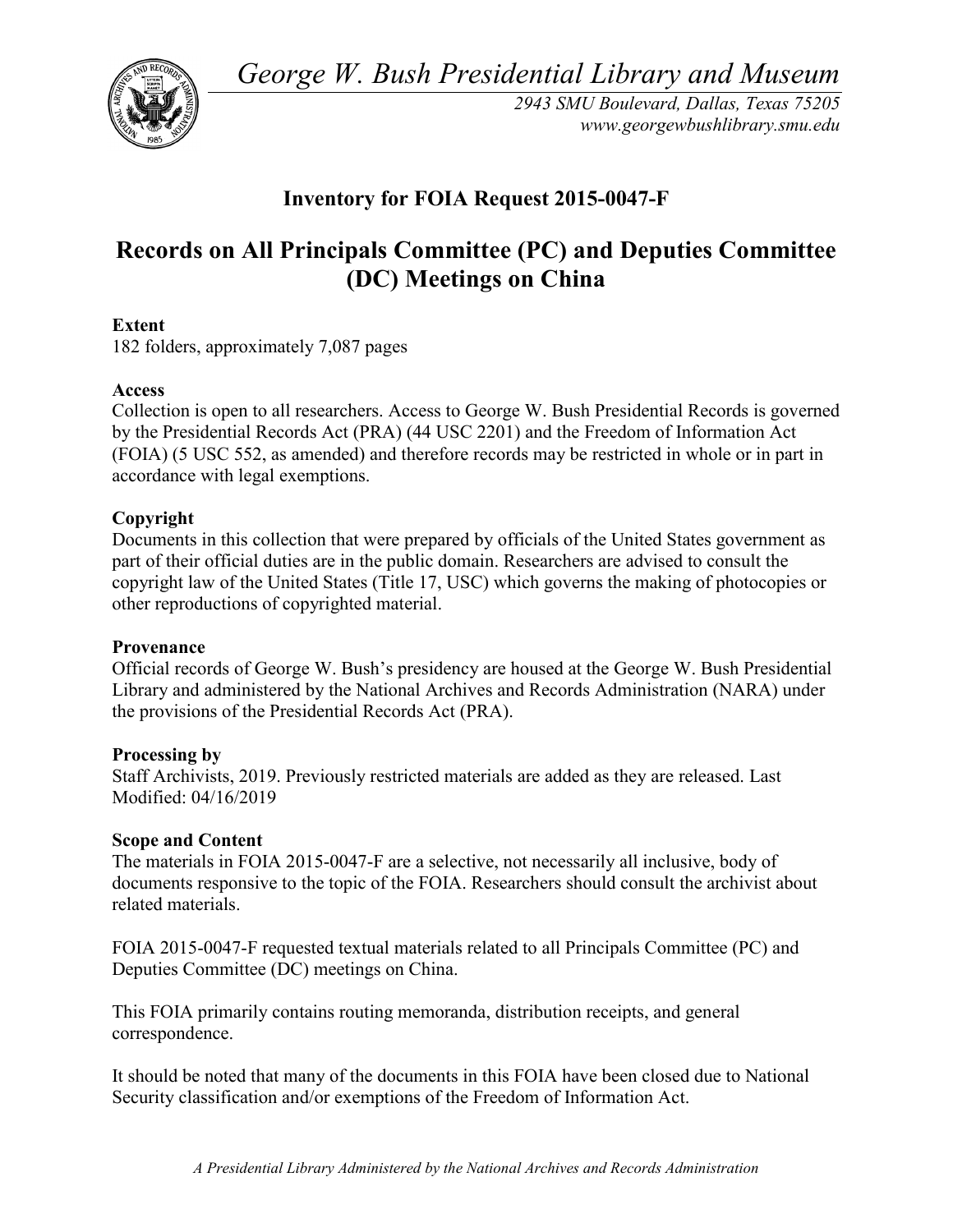*George W. Bush Presidential Library and Museum*

*2943 SMU Boulevard, Dallas, Texas 75205*
*www.georgewbushlibrary.smu.edu*

## Inventory for FOIA Request 2015-0047-F

# Records on All Principals Committee (PC) and Deputies Committee (DC) Meetings on China

**Extent**
182 folders, approximately 7,087 pages

**Access**
Collection is open to all researchers. Access to George W. Bush Presidential Records is governed by the Presidential Records Act (PRA) (44 USC 2201) and the Freedom of Information Act (FOIA) (5 USC 552, as amended) and therefore records may be restricted in whole or in part in accordance with legal exemptions.

**Copyright**
Documents in this collection that were prepared by officials of the United States government as part of their official duties are in the public domain. Researchers are advised to consult the copyright law of the United States (Title 17, USC) which governs the making of photocopies or other reproductions of copyrighted material.

**Provenance**
Official records of George W. Bush's presidency are housed at the George W. Bush Presidential Library and administered by the National Archives and Records Administration (NARA) under the provisions of the Presidential Records Act (PRA).

**Processing by**
Staff Archivists, 2019. Previously restricted materials are added as they are released. Last Modified: 04/16/2019

**Scope and Content**
The materials in FOIA 2015-0047-F are a selective, not necessarily all inclusive, body of documents responsive to the topic of the FOIA. Researchers should consult the archivist about related materials.

FOIA 2015-0047-F requested textual materials related to all Principals Committee (PC) and Deputies Committee (DC) meetings on China.

This FOIA primarily contains routing memoranda, distribution receipts, and general correspondence.

It should be noted that many of the documents in this FOIA have been closed due to National Security classification and/or exemptions of the Freedom of Information Act.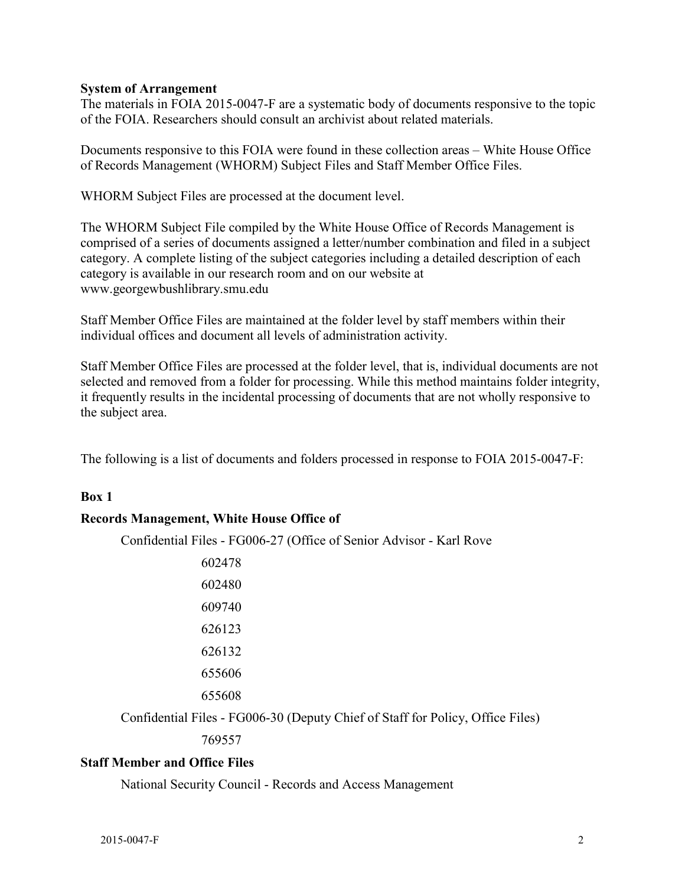**System of Arrangement**

The materials in FOIA 2015-0047-F are a systematic body of documents responsive to the topic of the FOIA. Researchers should consult an archivist about related materials.

Documents responsive to this FOIA were found in these collection areas – White House Office of Records Management (WHORM) Subject Files and Staff Member Office Files.

WHORM Subject Files are processed at the document level.

The WHORM Subject File compiled by the White House Office of Records Management is comprised of a series of documents assigned a letter/number combination and filed in a subject category. A complete listing of the subject categories including a detailed description of each category is available in our research room and on our website at www.georgewbushlibrary.smu.edu

Staff Member Office Files are maintained at the folder level by staff members within their individual offices and document all levels of administration activity.

Staff Member Office Files are processed at the folder level, that is, individual documents are not selected and removed from a folder for processing. While this method maintains folder integrity, it frequently results in the incidental processing of documents that are not wholly responsive to the subject area.

The following is a list of documents and folders processed in response to FOIA 2015-0047-F:

**Box 1**

**Records Management, White House Office of**

Confidential Files - FG006-27 (Office of Senior Advisor - Karl Rove

602478

602480

609740

626123

626132

655606

655608

Confidential Files - FG006-30 (Deputy Chief of Staff for Policy, Office Files)

769557

**Staff Member and Office Files**

National Security Council - Records and Access Management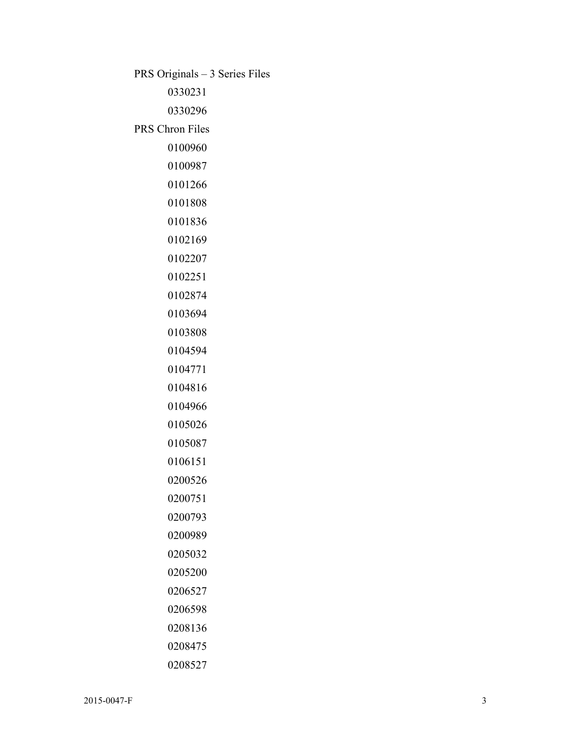PRS Originals – 3 Series Files

- 0330231
- 0330296

PRS Chron Files

- 0100960
- 0100987
- 0101266
- 0101808
- 0101836
- 0102169
- 0102207
- 0102251
- 0102874
- 0103694
- 0103808
- 0104594
- 0104771
- 0104816
- 0104966
- 0105026
- 0105087
- 0106151
- 0200526
- 0200751
- 0200793
- 0200989
- 0205032
- 0205200
- 0206527
- 0206598
- 0208136
- 0208475
- 0208527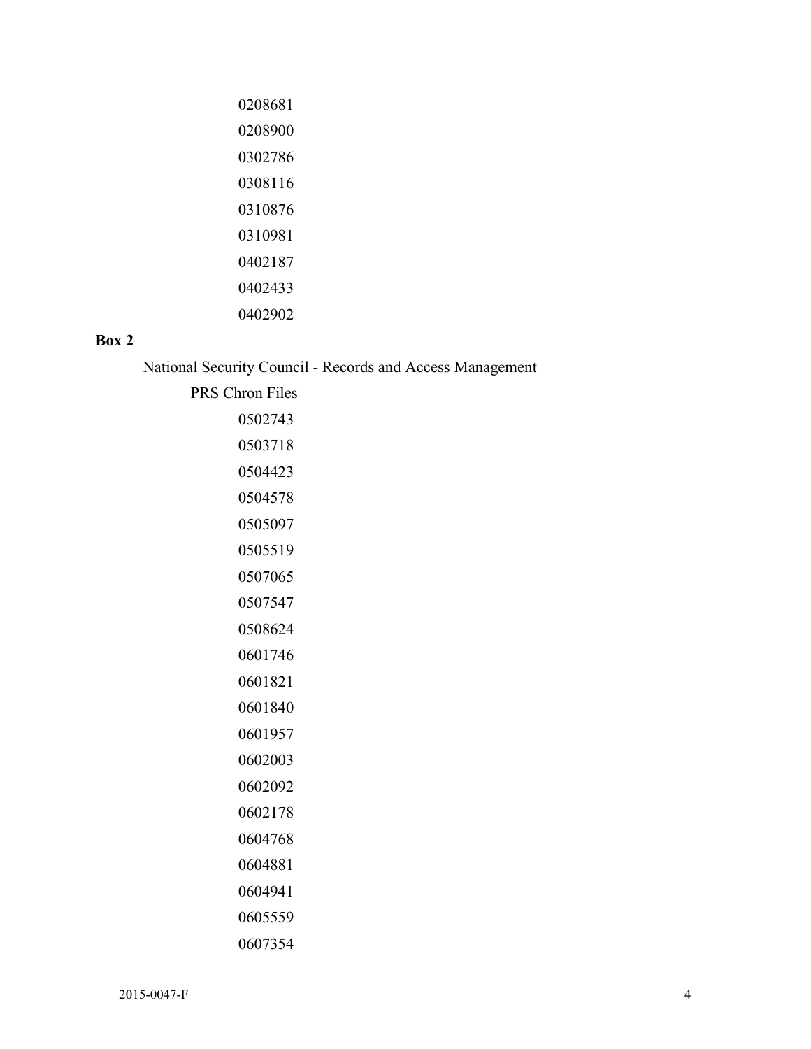0208681

0208900

0302786

0308116

0310876

0310981

0402187

0402433

0402902

**Box 2**

National Security Council - Records and Access Management

PRS Chron Files

0502743

0503718

0504423

0504578

0505097

0505519

0507065

0507547

0508624

0601746

0601821

0601840

0601957

0602003

0602092

0602178

0604768

0604881

0604941

0605559

0607354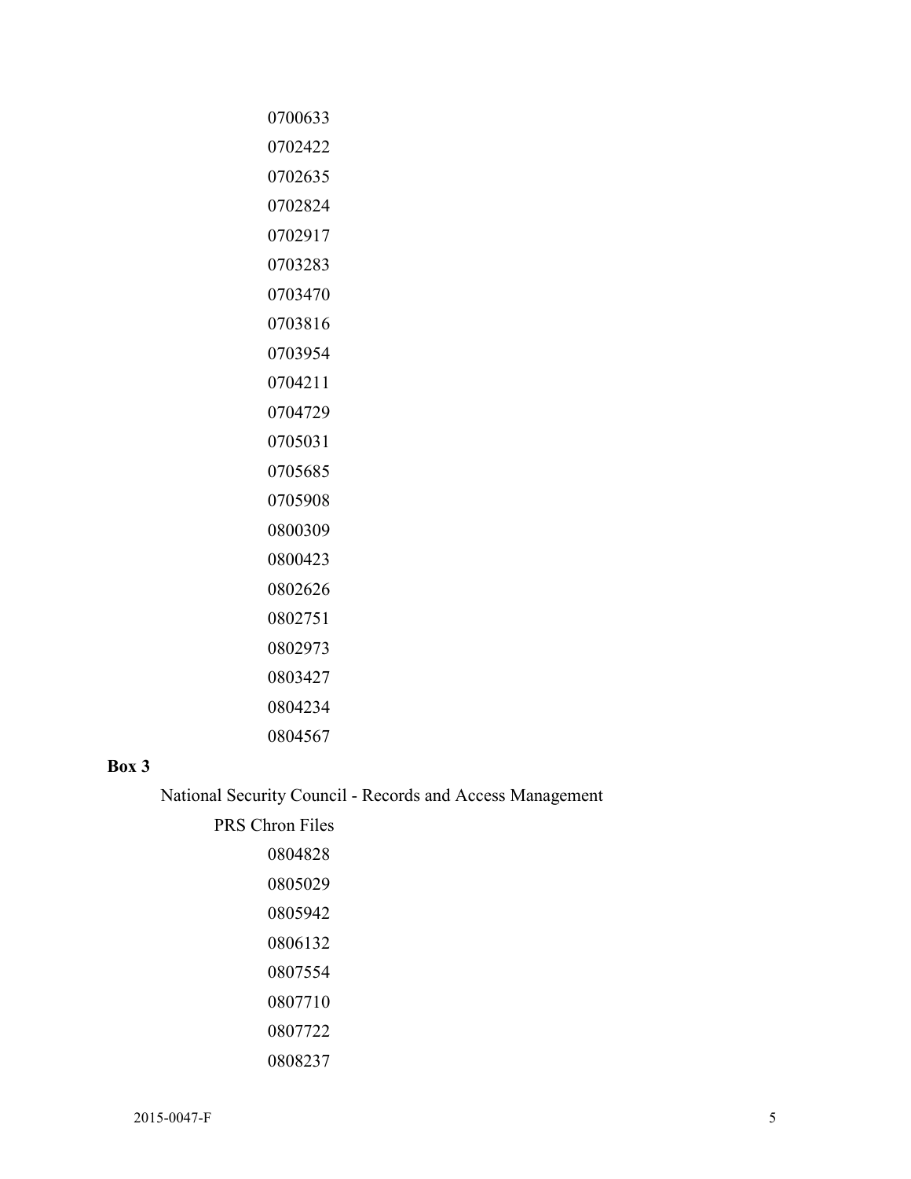0700633

0702422

0702635

0702824

0702917

0703283

0703470

0703816

0703954

0704211

0704729

0705031

0705685

0705908

0800309

0800423

0802626

0802751

0802973

0803427

0804234

0804567

**Box 3**

National Security Council - Records and Access Management

PRS Chron Files

0804828

0805029

0805942

0806132

0807554

0807710

0807722

0808237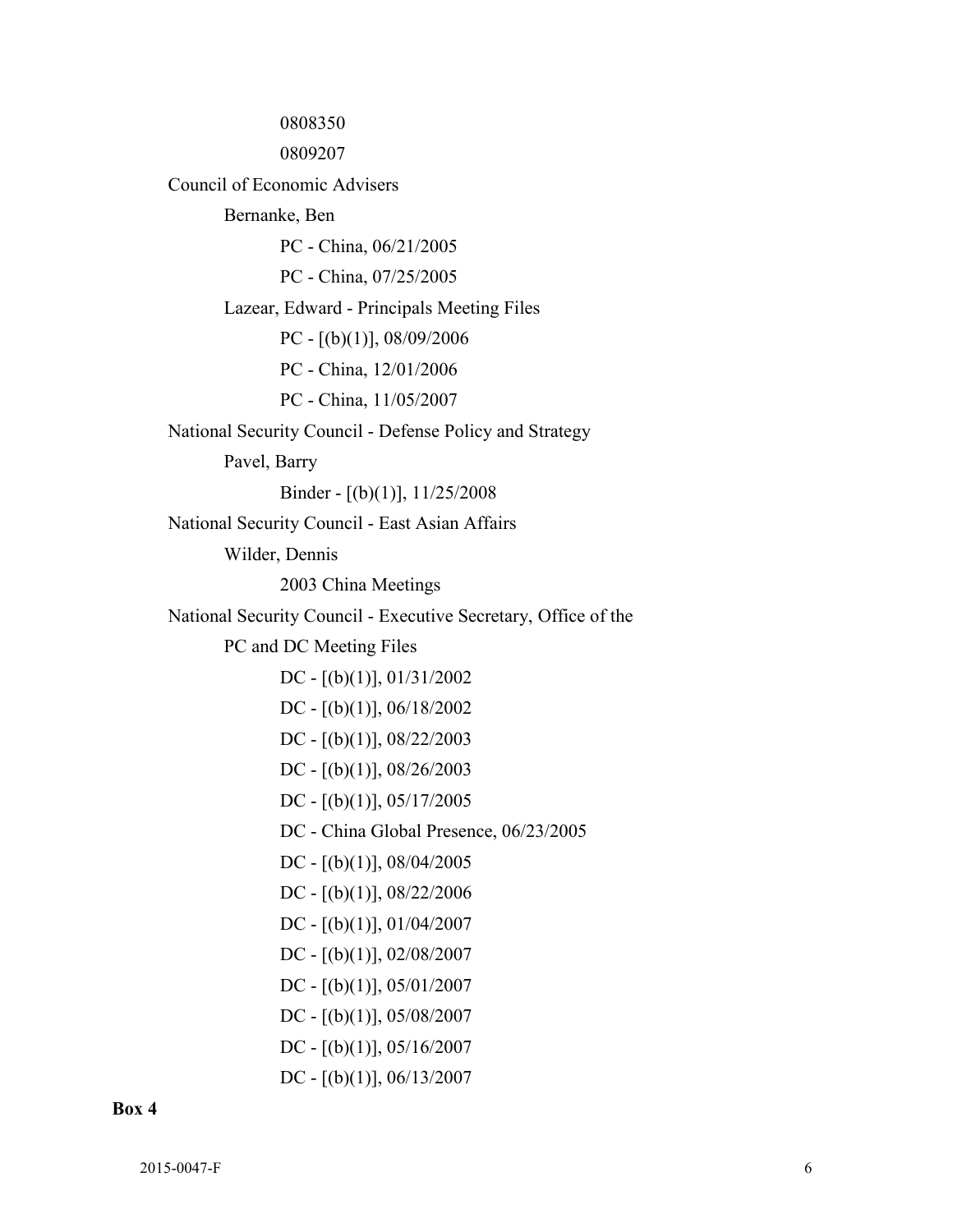0808350

0809207

Council of Economic Advisers

Bernanke, Ben

PC - China, 06/21/2005

PC - China, 07/25/2005

Lazear, Edward - Principals Meeting Files

PC - [(b)(1)], 08/09/2006

PC - China, 12/01/2006

PC - China, 11/05/2007

National Security Council - Defense Policy and Strategy

Pavel, Barry

Binder - [(b)(1)], 11/25/2008

National Security Council - East Asian Affairs

Wilder, Dennis

2003 China Meetings

National Security Council - Executive Secretary, Office of the

PC and DC Meeting Files

DC - [(b)(1)], 01/31/2002

DC - [(b)(1)], 06/18/2002

DC - [(b)(1)], 08/22/2003

DC - [(b)(1)], 08/26/2003

DC - [(b)(1)], 05/17/2005

DC - China Global Presence, 06/23/2005

DC - [(b)(1)], 08/04/2005

DC - [(b)(1)], 08/22/2006

DC - [(b)(1)], 01/04/2007

DC - [(b)(1)], 02/08/2007

DC - [(b)(1)], 05/01/2007

DC - [(b)(1)], 05/08/2007

DC - [(b)(1)], 05/16/2007

DC - [(b)(1)], 06/13/2007

**Box 4**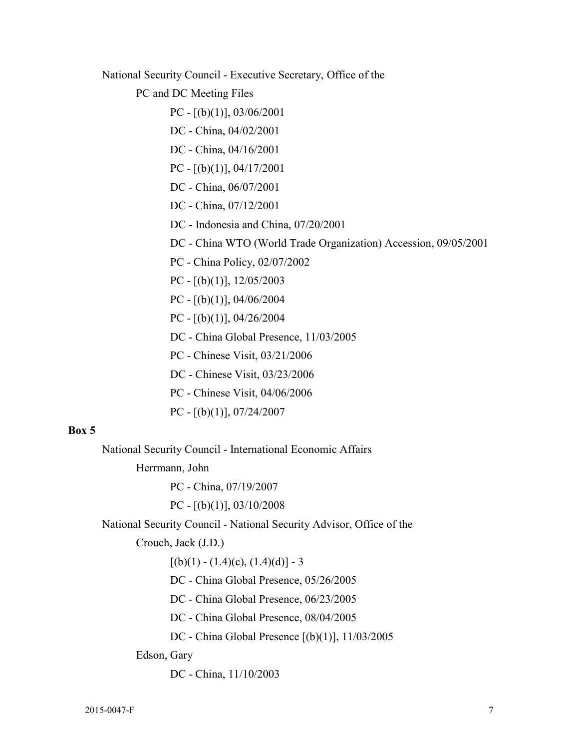National Security Council - Executive Secretary, Office of the

PC and DC Meeting Files

PC - [(b)(1)], 03/06/2001

DC - China, 04/02/2001

DC - China, 04/16/2001

PC - [(b)(1)], 04/17/2001

DC - China, 06/07/2001

DC - China, 07/12/2001

DC - Indonesia and China, 07/20/2001

DC - China WTO (World Trade Organization) Accession, 09/05/2001

PC - China Policy, 02/07/2002

PC - [(b)(1)], 12/05/2003

PC - [(b)(1)], 04/06/2004

PC - [(b)(1)], 04/26/2004

DC - China Global Presence, 11/03/2005

PC - Chinese Visit, 03/21/2006

DC - Chinese Visit, 03/23/2006

PC - Chinese Visit, 04/06/2006

PC - [(b)(1)], 07/24/2007

**Box 5**

National Security Council - International Economic Affairs

Herrmann, John

PC - China, 07/19/2007

PC - [(b)(1)], 03/10/2008

National Security Council - National Security Advisor, Office of the

Crouch, Jack (J.D.)

[(b)(1) - (1.4)(c), (1.4)(d)] - 3

DC - China Global Presence, 05/26/2005

DC - China Global Presence, 06/23/2005

DC - China Global Presence, 08/04/2005

DC - China Global Presence [(b)(1)], 11/03/2005

Edson, Gary

DC - China, 11/10/2003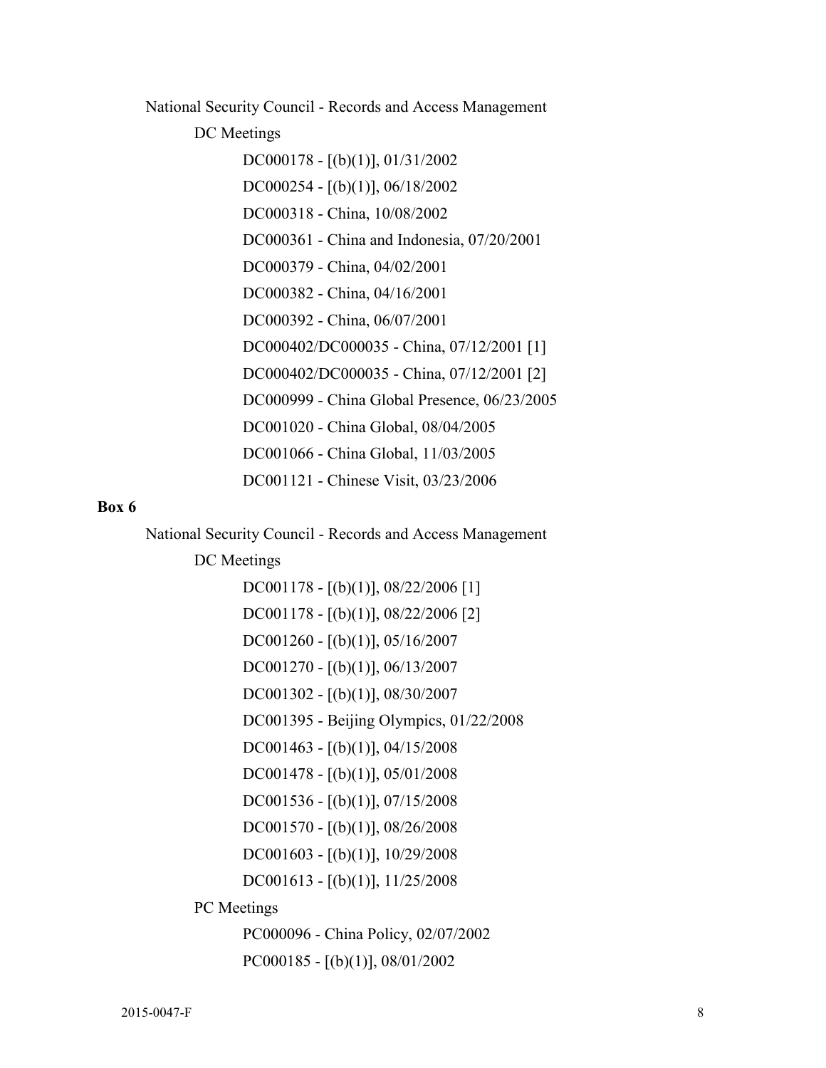National Security Council - Records and Access Management

DC Meetings

DC000178 - [(b)(1)], 01/31/2002

DC000254 - [(b)(1)], 06/18/2002

DC000318 - China, 10/08/2002

DC000361 - China and Indonesia, 07/20/2001

DC000379 - China, 04/02/2001

DC000382 - China, 04/16/2001

DC000392 - China, 06/07/2001

DC000402/DC000035 - China, 07/12/2001 [1]

DC000402/DC000035 - China, 07/12/2001 [2]

DC000999 - China Global Presence, 06/23/2005

DC001020 - China Global, 08/04/2005

DC001066 - China Global, 11/03/2005

DC001121 - Chinese Visit, 03/23/2006

**Box 6**

National Security Council - Records and Access Management

DC Meetings

DC001178 - [(b)(1)], 08/22/2006 [1]

DC001178 - [(b)(1)], 08/22/2006 [2]

DC001260 - [(b)(1)], 05/16/2007

DC001270 - [(b)(1)], 06/13/2007

DC001302 - [(b)(1)], 08/30/2007

DC001395 - Beijing Olympics, 01/22/2008

DC001463 - [(b)(1)], 04/15/2008

DC001478 - [(b)(1)], 05/01/2008

DC001536 - [(b)(1)], 07/15/2008

DC001570 - [(b)(1)], 08/26/2008

DC001603 - [(b)(1)], 10/29/2008

DC001613 - [(b)(1)], 11/25/2008

PC Meetings

PC000096 - China Policy, 02/07/2002

PC000185 - [(b)(1)], 08/01/2002

2015-0047-F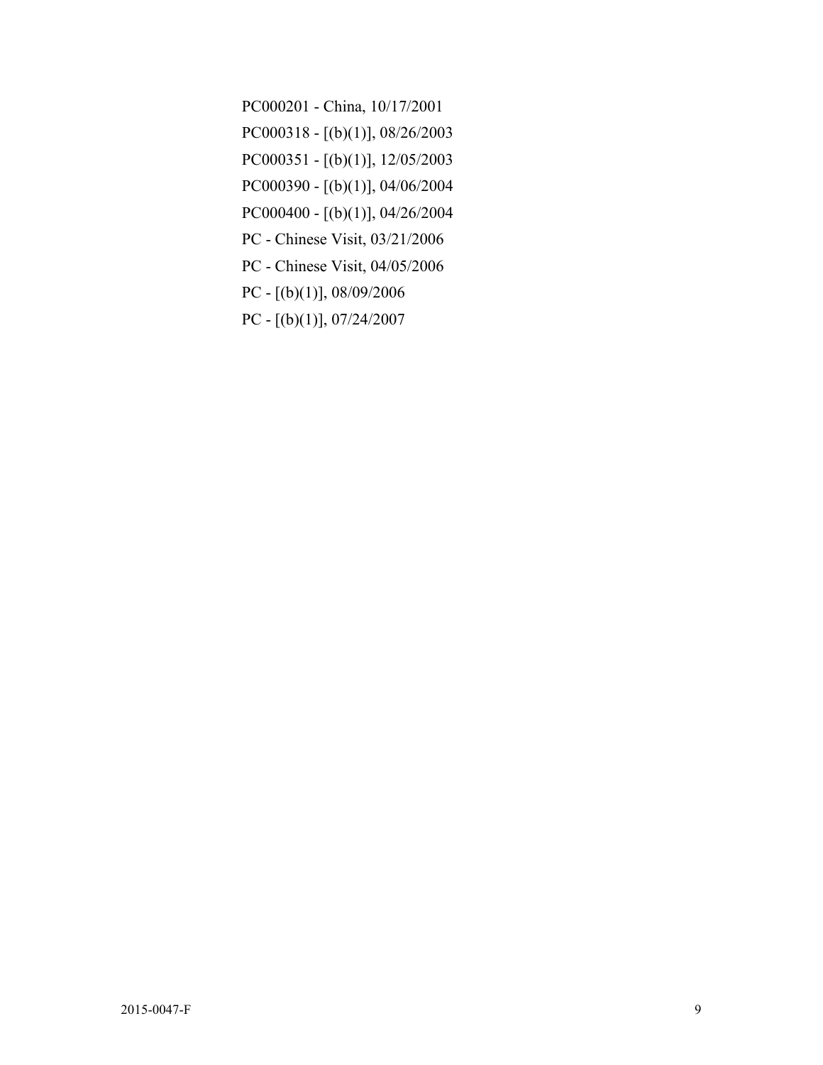PC000201 - China, 10/17/2001

PC000318 - [(b)(1)], 08/26/2003

PC000351 - [(b)(1)], 12/05/2003

PC000390 - [(b)(1)], 04/06/2004

PC000400 - [(b)(1)], 04/26/2004

PC - Chinese Visit, 03/21/2006

PC - Chinese Visit, 04/05/2006

PC - [(b)(1)], 08/09/2006

PC - [(b)(1)], 07/24/2007